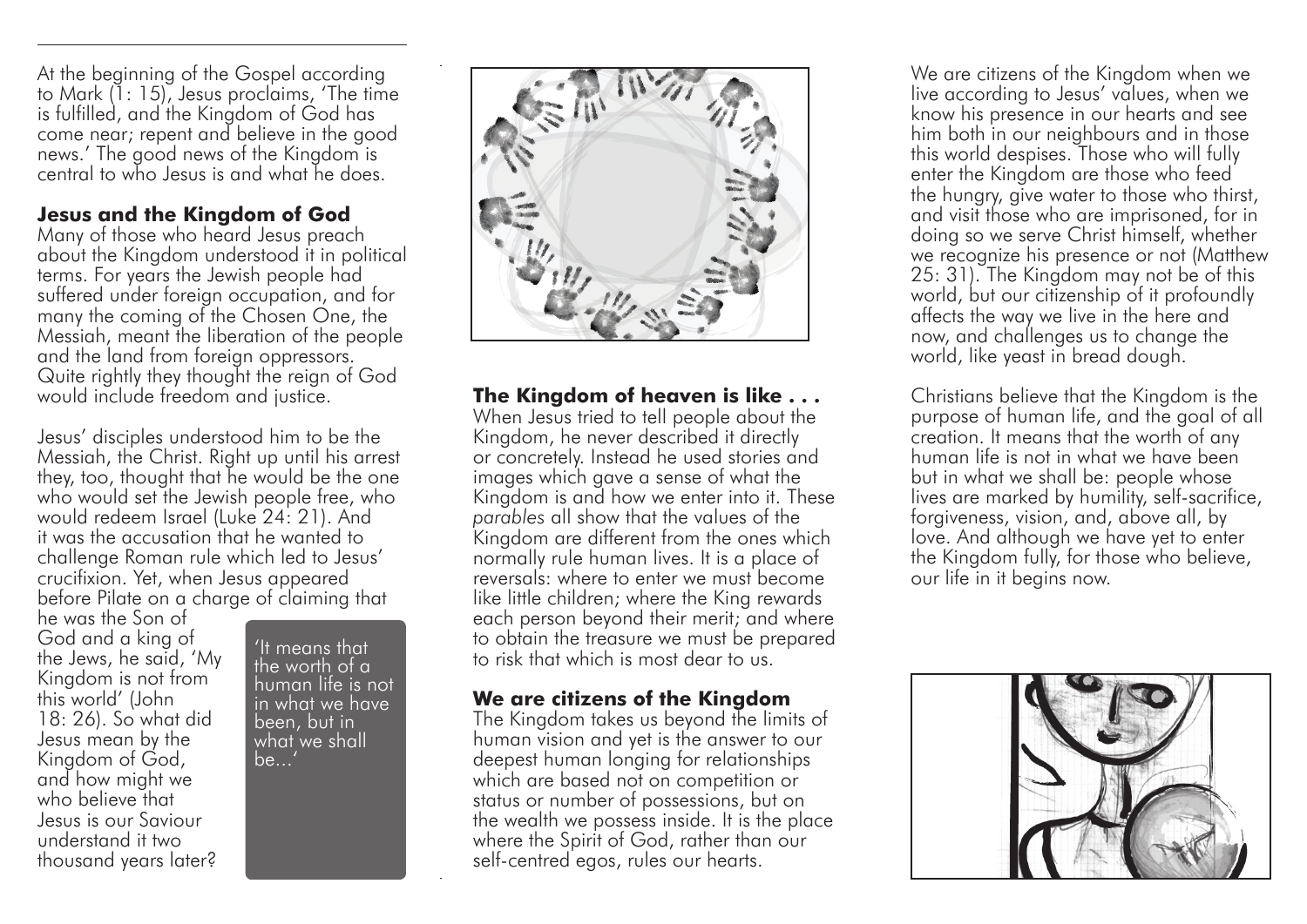At the beginning of the Gospel according to Mark (1: 15), Jesus proclaims, 'The time is fulfilled, and the Kingdom of God has come near; repent and believe in the good news.' The good news of the Kingdom is central to who Jesus is and what he does.

## Jesus and the Kingdom of God

Many of those who heard Jesus preach about the Kingdom understood it in political terms. For years the Jewish people had suffered under foreign occupation, and for many the coming of the Chosen One, the Messiah, meant the liberation of the people and the land from foreign oppressors. Quite rightly they thought the reign of God would include freedom and justice.

Jesus' disciples understood him to be the Messiah, the Christ. Right up until his arrest they, too, thought that he would be the one who would set the Jewish people free, who would redeem Israel (Luke 24: 21). And it was the accusation that he wanted to challenge Roman rule which led to Jesus' crucifixion. Yet, when Jesus appeared before Pilate on a charge of claiming that he was the Son of God and a king of the Jews, he said, 'My Kingdom is not from this world' (John 18: 26). So what did Jesus mean by the Kingdom of God, and how might we who believe that Jesus is our Saviour understand it two thousand years later?

> 'It means that the worth of a human life is not in what we have been, but in what we shall be...'

## The Kingdom of heaven is like . . .

When Jesus tried to tell people about the Kingdom, he never described it directly or concretely. Instead he used stories and images which gave a sense of what the Kingdom is and how we enter into it. These *parables* all show that the values of the Kingdom are different from the ones which normally rule human lives. It is a place of reversals: where to enter we must become like little children; where the King rewards each person beyond their merit; and where to obtain the treasure we must be prepared to risk that which is most dear to us.

## We are citizens of the Kingdom

The Kingdom takes us beyond the limits of human vision and yet is the answer to our deepest human longing for relationships which are based not on competition or status or number of possessions, but on the wealth we possess inside. It is the place where the Spirit of God, rather than our self-centred egos, rules our hearts.

We are citizens of the Kingdom when we live according to Jesus' values, when we know his presence in our hearts and see him both in our neighbours and in those this world despises. Those who will fully enter the Kingdom are those who feed the hungry, give water to those who thirst, and visit those who are imprisoned, for in doing so we serve Christ himself, whether we recognize his presence or not (Matthew 25: 31). The Kingdom may not be of this world, but our citizenship of it profoundly affects the way we live in the here and now, and challenges us to change the world, like yeast in bread dough.

Christians believe that the Kingdom is the purpose of human life, and the goal of all creation. It means that the worth of any human life is not in what we have been but in what we shall be: people whose lives are marked by humility, self-sacrifice, forgiveness, vision, and, above all, by love. And although we have yet to enter the Kingdom fully, for those who believe, our life in it begins now.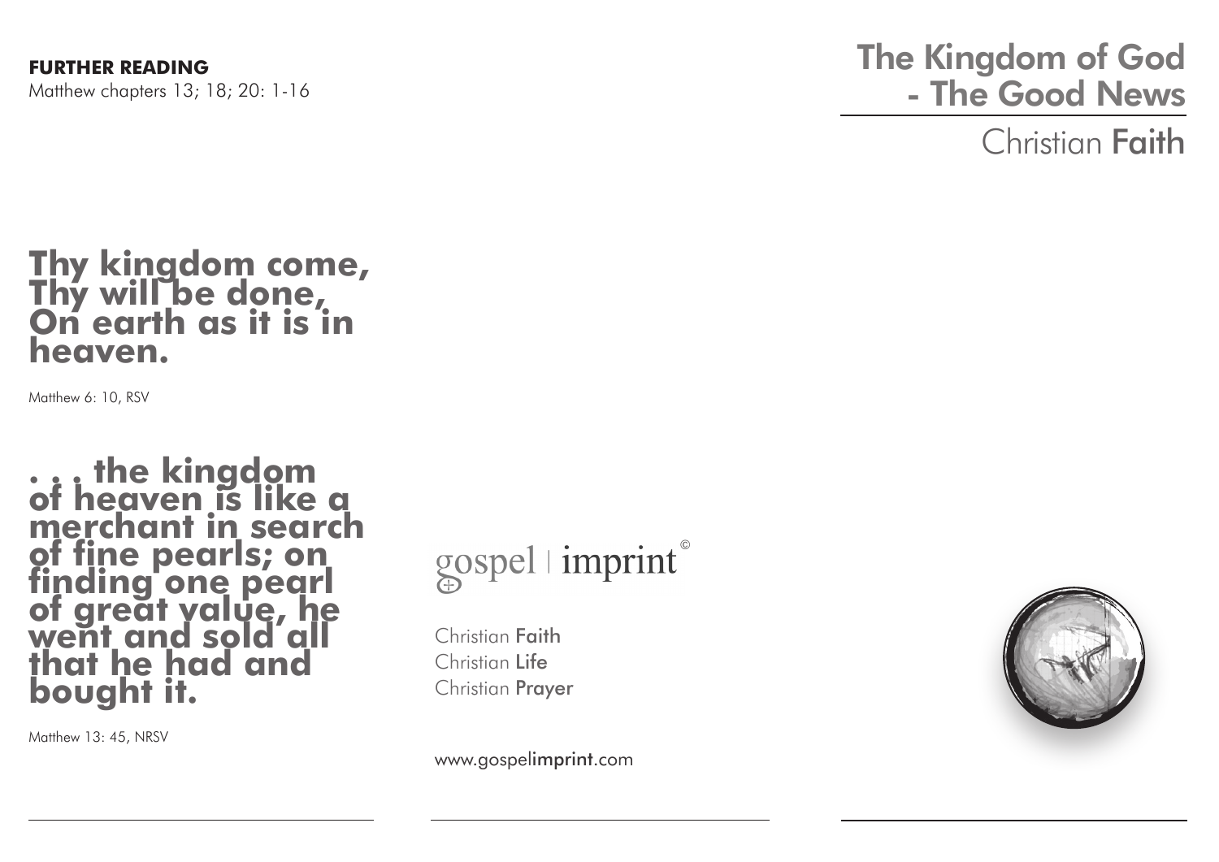**FURTHER READING**
Matthew chapters 13; 18; 20: 1-16

# The Kingdom of God - The Good News

## Christian **Faith**

**Thy kingdom come,
Thy will be done,
On earth as it is in
heaven.**

Matthew 6: 10, RSV

**. . . the kingdom
of heaven is like a
merchant in search
of fine pearls; on
finding one pearl
of great value, he
went and sold all
that he had and
bought it.**

Matthew 13: 45, NRSV

gospel | **imprint**©

Christian **Faith**
Christian **Life**
Christian **Prayer**

www.gospel**imprint**.com